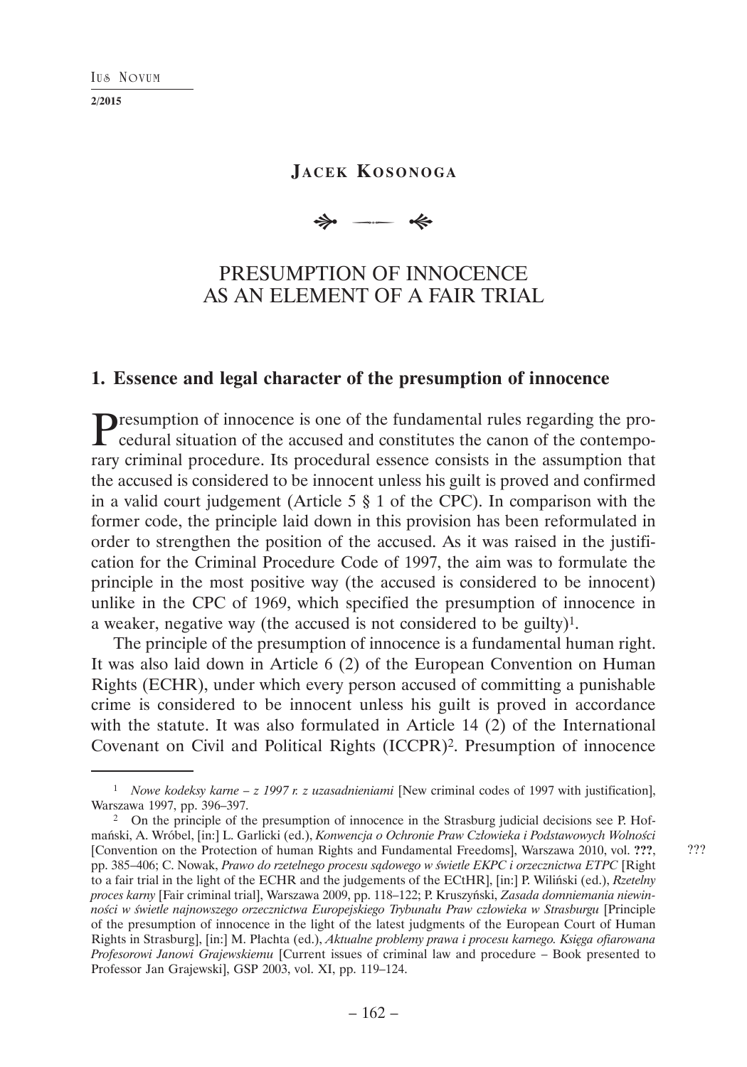**Jacek Kosonoga**

# PRESUMPTION OF INNOCENCE AS AN ELEMENT OF A FAIR TRIAL

## 1. Essence and legal character of the presumption of innocence

Presumption of innocence is one of the fundamental rules regarding the procedural situation of the accused and constitutes the canon of the contemporary criminal procedure. Its procedural essence consists in the assumption that the accused is considered to be innocent unless his guilt is proved and confirmed in a valid court judgement (Article 5 § 1 of the CPC). In comparison with the former code, the principle laid down in this provision has been reformulated in order to strengthen the position of the accused. As it was raised in the justification for the Criminal Procedure Code of 1997, the aim was to formulate the principle in the most positive way (the accused is considered to be innocent) unlike in the CPC of 1969, which specified the presumption of innocence in a weaker, negative way (the accused is not considered to be guilty)[1].

The principle of the presumption of innocence is a fundamental human right. It was also laid down in Article 6 (2) of the European Convention on Human Rights (ECHR), under which every person accused of committing a punishable crime is considered to be innocent unless his guilt is proved in accordance with the statute. It was also formulated in Article 14 (2) of the International Covenant on Civil and Political Rights (ICCPR)[2]. Presumption of innocence

---

[1] *Nowe kodeksy karne – z 1997 r. z uzasadnieniami* [New criminal codes of 1997 with justification], Warszawa 1997, pp. 396–397.

[2] On the principle of the presumption of innocence in the Strasburg judicial decisions see P. Hofmański, A. Wróbel, [in:] L. Garlicki (ed.), *Konwencja o Ochronie Praw Człowieka i Podstawowych Wolności* [Convention on the Protection of human Rights and Fundamental Freedoms], Warszawa 2010, vol. **???**, pp. 385–406; C. Nowak, *Prawo do rzetelnego procesu sądowego w świetle EKPC i orzecznictwa ETPC* [Right to a fair trial in the light of the ECHR and the judgements of the ECtHR], [in:] P. Wiliński (ed.), *Rzetelny proces karny* [Fair criminal trial], Warszawa 2009, pp. 118–122; P. Kruszyński, *Zasada domniemania niewinności w świetle najnowszego orzecznictwa Europejskiego Trybunału Praw człowieka w Strasburgu* [Principle of the presumption of innocence in the light of the latest judgments of the European Court of Human Rights in Strasburg], [in:] M. Plachta (ed.), *Aktualne problemy prawa i procesu karnego. Księga ofiarowana Profesorowi Janowi Grajewskiemu* [Current issues of criminal law and procedure – Book presented to Professor Jan Grajewski], GSP 2003, vol. XI, pp. 119–124.

???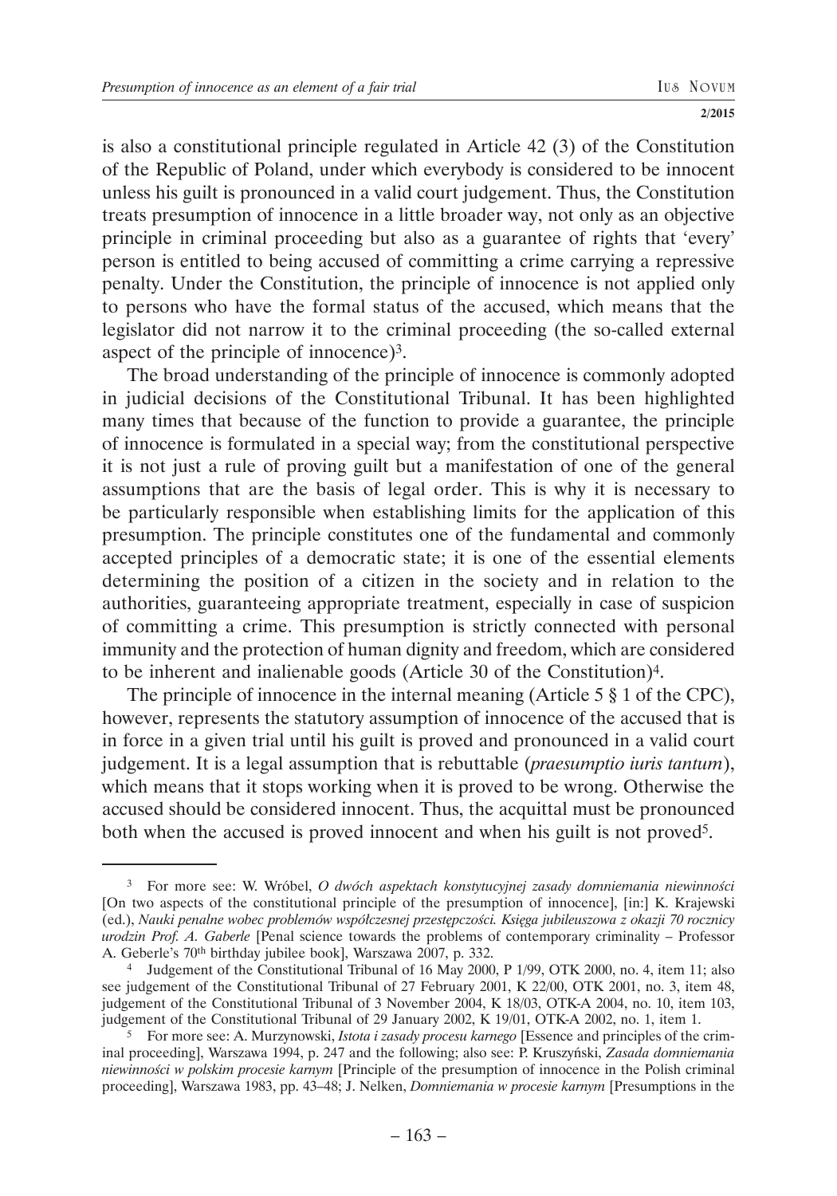is also a constitutional principle regulated in Article 42 (3) of the Constitution of the Republic of Poland, under which everybody is considered to be innocent unless his guilt is pronounced in a valid court judgement. Thus, the Constitution treats presumption of innocence in a little broader way, not only as an objective principle in criminal proceeding but also as a guarantee of rights that 'every' person is entitled to being accused of committing a crime carrying a repressive penalty. Under the Constitution, the principle of innocence is not applied only to persons who have the formal status of the accused, which means that the legislator did not narrow it to the criminal proceeding (the so-called external aspect of the principle of innocence)[3].

The broad understanding of the principle of innocence is commonly adopted in judicial decisions of the Constitutional Tribunal. It has been highlighted many times that because of the function to provide a guarantee, the principle of innocence is formulated in a special way; from the constitutional perspective it is not just a rule of proving guilt but a manifestation of one of the general assumptions that are the basis of legal order. This is why it is necessary to be particularly responsible when establishing limits for the application of this presumption. The principle constitutes one of the fundamental and commonly accepted principles of a democratic state; it is one of the essential elements determining the position of a citizen in the society and in relation to the authorities, guaranteeing appropriate treatment, especially in case of suspicion of committing a crime. This presumption is strictly connected with personal immunity and the protection of human dignity and freedom, which are considered to be inherent and inalienable goods (Article 30 of the Constitution)[4].

The principle of innocence in the internal meaning (Article 5 § 1 of the CPC), however, represents the statutory assumption of innocence of the accused that is in force in a given trial until his guilt is proved and pronounced in a valid court judgement. It is a legal assumption that is rebuttable (*praesumptio iuris tantum*), which means that it stops working when it is proved to be wrong. Otherwise the accused should be considered innocent. Thus, the acquittal must be pronounced both when the accused is proved innocent and when his guilt is not proved[5].

---

[3] For more see: W. Wróbel, *O dwóch aspektach konstytucyjnej zasady domniemania niewinności* [On two aspects of the constitutional principle of the presumption of innocence], [in:] K. Krajewski (ed.), *Nauki penalne wobec problemów współczesnej przestępczości. Księga jubileuszowa z okazji 70 rocznicy urodzin Prof. A. Gaberle* [Penal science towards the problems of contemporary criminality – Professor A. Geberle's 70th birthday jubilee book], Warszawa 2007, p. 332.

[4] Judgement of the Constitutional Tribunal of 16 May 2000, P 1/99, OTK 2000, no. 4, item 11; also see judgement of the Constitutional Tribunal of 27 February 2001, K 22/00, OTK 2001, no. 3, item 48, judgement of the Constitutional Tribunal of 3 November 2004, K 18/03, OTK-A 2004, no. 10, item 103, judgement of the Constitutional Tribunal of 29 January 2002, K 19/01, OTK-A 2002, no. 1, item 1.

[5] For more see: A. Murzynowski, *Istota i zasady procesu karnego* [Essence and principles of the criminal proceeding], Warszawa 1994, p. 247 and the following; also see: P. Kruszyński, *Zasada domniemania niewinności w polskim procesie karnym* [Principle of the presumption of innocence in the Polish criminal proceeding], Warszawa 1983, pp. 43–48; J. Nelken, *Domniemania w procesie karnym* [Presumptions in the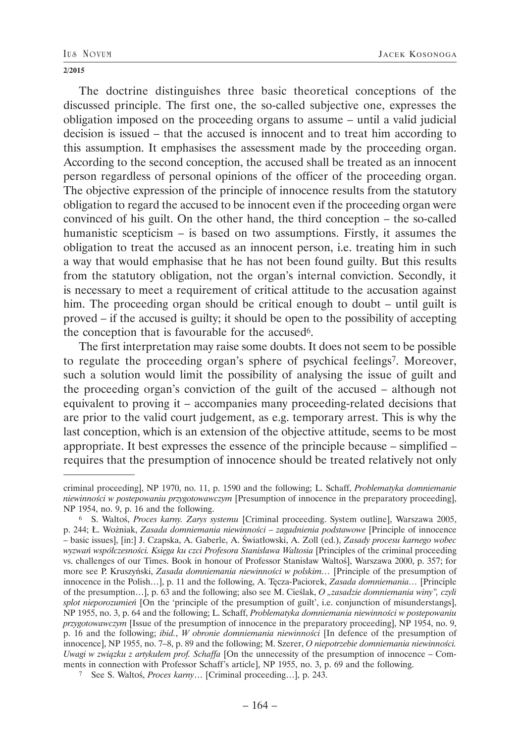The doctrine distinguishes three basic theoretical conceptions of the discussed principle. The first one, the so-called subjective one, expresses the obligation imposed on the proceeding organs to assume – until a valid judicial decision is issued – that the accused is innocent and to treat him according to this assumption. It emphasises the assessment made by the proceeding organ. According to the second conception, the accused shall be treated as an innocent person regardless of personal opinions of the officer of the proceeding organ. The objective expression of the principle of innocence results from the statutory obligation to regard the accused to be innocent even if the proceeding organ were convinced of his guilt. On the other hand, the third conception – the so-called humanistic scepticism – is based on two assumptions. Firstly, it assumes the obligation to treat the accused as an innocent person, i.e. treating him in such a way that would emphasise that he has not been found guilty. But this results from the statutory obligation, not the organ's internal conviction. Secondly, it is necessary to meet a requirement of critical attitude to the accusation against him. The proceeding organ should be critical enough to doubt – until guilt is proved – if the accused is guilty; it should be open to the possibility of accepting the conception that is favourable for the accused[6].

The first interpretation may raise some doubts. It does not seem to be possible to regulate the proceeding organ's sphere of psychical feelings[7]. Moreover, such a solution would limit the possibility of analysing the issue of guilt and the proceeding organ's conviction of the guilt of the accused – although not equivalent to proving it – accompanies many proceeding-related decisions that are prior to the valid court judgement, as e.g. temporary arrest. This is why the last conception, which is an extension of the objective attitude, seems to be most appropriate. It best expresses the essence of the principle because – simplified – requires that the presumption of innocence should be treated relatively not only

---

criminal proceeding], NP 1970, no. 11, p. 1590 and the following; L. Schaff, *Problematyka domniemanie niewinności w postepowaniu przygotowawczym* [Presumption of innocence in the preparatory proceeding], NP 1954, no. 9, p. 16 and the following.

6 S. Waltoś, *Proces karny. Zarys systemu* [Criminal proceeding. System outline], Warszawa 2005, p. 244; Ł. Wożniak, *Zasada domniemania niewinności – zagadnienia podstawowe* [Principle of innocence – basic issues], [in:] J. Czapska, A. Gaberle, A. Światłowski, A. Zoll (ed.), *Zasady procesu karnego wobec wyzwań współczesności. Księga ku czci Profesora Stanisława Waltosia* [Principles of the criminal proceeding vs. challenges of our Times. Book in honour of Professor Stanisław Waltoś], Warszawa 2000, p. 357; for more see P. Kruszyński, *Zasada domniemania niewinności w polskim…* [Principle of the presumption of innocence in the Polish…], p. 11 and the following, A. Tęcza-Paciorek, *Zasada domniemania…* [Principle of the presumption…], p. 63 and the following; also see M. Cieślak, *O „zasadzie domniemania winy", czyli splot nieporozumień* [On the 'principle of the presumption of guilt', i.e. conjunction of misunderstangs], NP 1955, no. 3, p. 64 and the following; L. Schaff, *Problematyka domniemania niewinności w postepowaniu przygotowawczym* [Issue of the presumption of innocence in the preparatory proceeding], NP 1954, no. 9, p. 16 and the following; *ibid.*, *W obronie domniemania niewinności* [In defence of the presumption of innocence], NP 1955, no. 7–8, p. 89 and the following; M. Szerer, *O niepotrzebie domniemania niewinności. Uwagi w związku z artykułem prof. Schaffa* [On the unnecessity of the presumption of innocence – Comments in connection with Professor Schaff's article], NP 1955, no. 3, p. 69 and the following.

7 See S. Waltoś, *Proces karny…* [Criminal proceeding…], p. 243.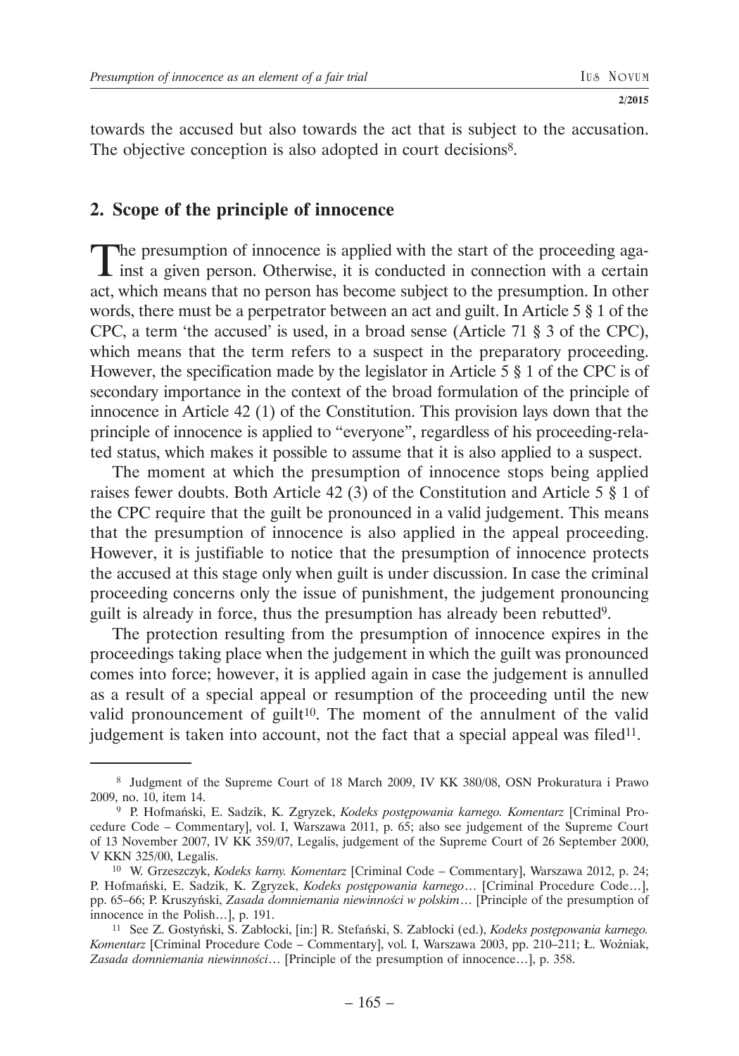towards the accused but also towards the act that is subject to the accusation. The objective conception is also adopted in court decisions[8].

## 2. Scope of the principle of innocence

The presumption of innocence is applied with the start of the proceeding against a given person. Otherwise, it is conducted in connection with a certain act, which means that no person has become subject to the presumption. In other words, there must be a perpetrator between an act and guilt. In Article 5 § 1 of the CPC, a term 'the accused' is used, in a broad sense (Article 71 § 3 of the CPC), which means that the term refers to a suspect in the preparatory proceeding. However, the specification made by the legislator in Article 5 § 1 of the CPC is of secondary importance in the context of the broad formulation of the principle of innocence in Article 42 (1) of the Constitution. This provision lays down that the principle of innocence is applied to "everyone", regardless of his proceeding-related status, which makes it possible to assume that it is also applied to a suspect.

The moment at which the presumption of innocence stops being applied raises fewer doubts. Both Article 42 (3) of the Constitution and Article 5 § 1 of the CPC require that the guilt be pronounced in a valid judgement. This means that the presumption of innocence is also applied in the appeal proceeding. However, it is justifiable to notice that the presumption of innocence protects the accused at this stage only when guilt is under discussion. In case the criminal proceeding concerns only the issue of punishment, the judgement pronouncing guilt is already in force, thus the presumption has already been rebutted[9].

The protection resulting from the presumption of innocence expires in the proceedings taking place when the judgement in which the guilt was pronounced comes into force; however, it is applied again in case the judgement is annulled as a result of a special appeal or resumption of the proceeding until the new valid pronouncement of guilt[10]. The moment of the annulment of the valid judgement is taken into account, not the fact that a special appeal was filed[11].

---

[8] Judgment of the Supreme Court of 18 March 2009, IV KK 380/08, OSN Prokuratura i Prawo 2009, no. 10, item 14.

[9] P. Hofmański, E. Sadzik, K. Zgryzek, *Kodeks postępowania karnego. Komentarz* [Criminal Procedure Code – Commentary], vol. I, Warszawa 2011, p. 65; also see judgement of the Supreme Court of 13 November 2007, IV KK 359/07, Legalis, judgement of the Supreme Court of 26 September 2000, V KKN 325/00, Legalis.

[10] W. Grzeszczyk, *Kodeks karny. Komentarz* [Criminal Code – Commentary], Warszawa 2012, p. 24; P. Hofmański, E. Sadzik, K. Zgryzek, *Kodeks postępowania karnego*… [Criminal Procedure Code…], pp. 65–66; P. Kruszyński, *Zasada domniemania niewinności w polskim*… [Principle of the presumption of innocence in the Polish…], p. 191.

[11] See Z. Gostyński, S. Zabłocki, [in:] R. Stefański, S. Zabłocki (ed.), *Kodeks postępowania karnego. Komentarz* [Criminal Procedure Code – Commentary], vol. I, Warszawa 2003, pp. 210–211; Ł. Woźniak, *Zasada domniemania niewinności*… [Principle of the presumption of innocence…], p. 358.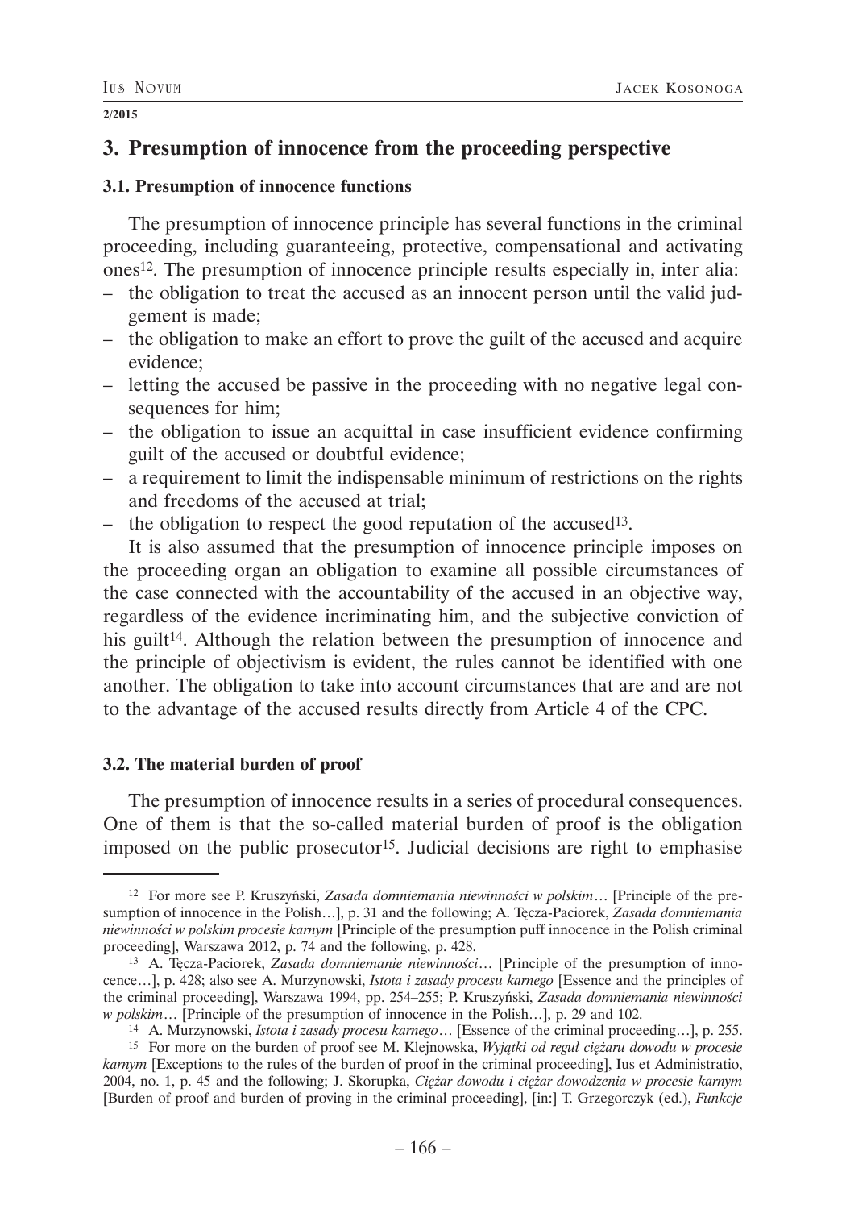## 3. Presumption of innocence from the proceeding perspective

### 3.1. Presumption of innocence functions

The presumption of innocence principle has several functions in the criminal proceeding, including guaranteeing, protective, compensational and activating ones[12]. The presumption of innocence principle results especially in, inter alia:

– the obligation to treat the accused as an innocent person until the valid judgement is made;
– the obligation to make an effort to prove the guilt of the accused and acquire evidence;
– letting the accused be passive in the proceeding with no negative legal consequences for him;
– the obligation to issue an acquittal in case insufficient evidence confirming guilt of the accused or doubtful evidence;
– a requirement to limit the indispensable minimum of restrictions on the rights and freedoms of the accused at trial;
– the obligation to respect the good reputation of the accused[13].

It is also assumed that the presumption of innocence principle imposes on the proceeding organ an obligation to examine all possible circumstances of the case connected with the accountability of the accused in an objective way, regardless of the evidence incriminating him, and the subjective conviction of his guilt[14]. Although the relation between the presumption of innocence and the principle of objectivism is evident, the rules cannot be identified with one another. The obligation to take into account circumstances that are and are not to the advantage of the accused results directly from Article 4 of the CPC.

### 3.2. The material burden of proof

The presumption of innocence results in a series of procedural consequences. One of them is that the so-called material burden of proof is the obligation imposed on the public prosecutor[15]. Judicial decisions are right to emphasise

---

[12] For more see P. Kruszyński, *Zasada domniemania niewinności w polskim…* [Principle of the presumption of innocence in the Polish…], p. 31 and the following; A. Tęcza-Paciorek, *Zasada domniemania niewinności w polskim procesie karnym* [Principle of the presumption puff innocence in the Polish criminal proceeding], Warszawa 2012, p. 74 and the following, p. 428.

[13] A. Tęcza-Paciorek, *Zasada domniemanie niewinności…* [Principle of the presumption of innocence…], p. 428; also see A. Murzynowski, *Istota i zasady procesu karnego* [Essence and the principles of the criminal proceeding], Warszawa 1994, pp. 254–255; P. Kruszyński, *Zasada domniemania niewinności w polskim…* [Principle of the presumption of innocence in the Polish…], p. 29 and 102.

[14] A. Murzynowski, *Istota i zasady procesu karnego…* [Essence of the criminal proceeding…], p. 255.

[15] For more on the burden of proof see M. Klejnowska, *Wyjątki od reguł ciężaru dowodu w procesie karnym* [Exceptions to the rules of the burden of proof in the criminal proceeding], Ius et Administratio, 2004, no. 1, p. 45 and the following; J. Skorupka, *Ciężar dowodu i ciężar dowodzenia w procesie karnym* [Burden of proof and burden of proving in the criminal proceeding], [in:] T. Grzegorczyk (ed.), *Funkcje*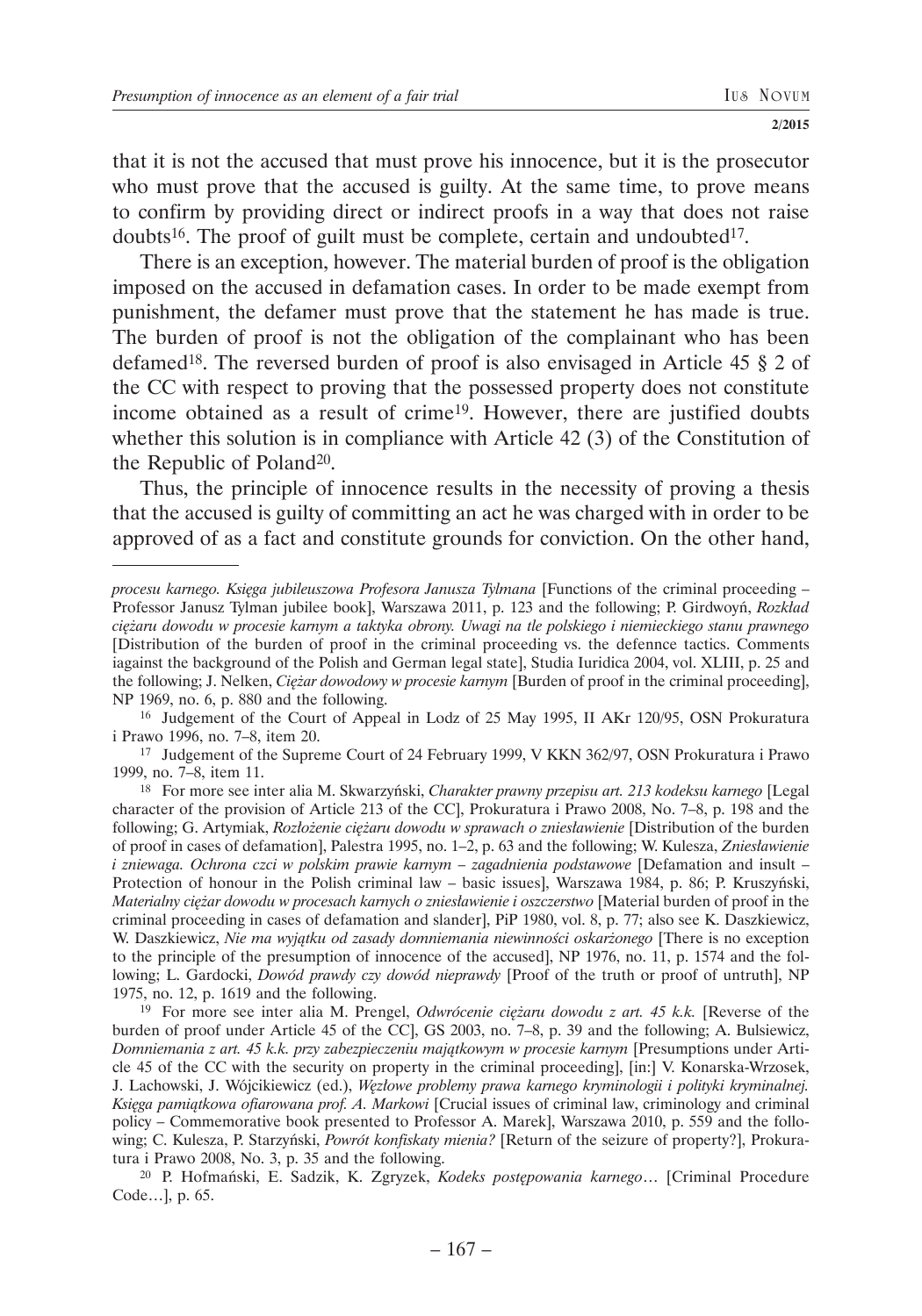that it is not the accused that must prove his innocence, but it is the prosecutor who must prove that the accused is guilty. At the same time, to prove means to confirm by providing direct or indirect proofs in a way that does not raise doubts[16]. The proof of guilt must be complete, certain and undoubted[17].

There is an exception, however. The material burden of proof is the obligation imposed on the accused in defamation cases. In order to be made exempt from punishment, the defamer must prove that the statement he has made is true. The burden of proof is not the obligation of the complainant who has been defamed[18]. The reversed burden of proof is also envisaged in Article 45 § 2 of the CC with respect to proving that the possessed property does not constitute income obtained as a result of crime[19]. However, there are justified doubts whether this solution is in compliance with Article 42 (3) of the Constitution of the Republic of Poland[20].

Thus, the principle of innocence results in the necessity of proving a thesis that the accused is guilty of committing an act he was charged with in order to be approved of as a fact and constitute grounds for conviction. On the other hand,

---

*procesu karnego. Księga jubileuszowa Profesora Janusza Tylmana* [Functions of the criminal proceeding – Professor Janusz Tylman jubilee book], Warszawa 2011, p. 123 and the following; P. Girdwoyń, *Rozkład ciężaru dowodu w procesie karnym a taktyka obrony. Uwagi na tle polskiego i niemieckiego stanu prawnego* [Distribution of the burden of proof in the criminal proceeding vs. the defennce tactics. Comments iagainst the background of the Polish and German legal state], Studia Iuridica 2004, vol. XLIII, p. 25 and the following; J. Nelken, *Ciężar dowodowy w procesie karnym* [Burden of proof in the criminal proceeding], NP 1969, no. 6, p. 880 and the following.

16 Judgement of the Court of Appeal in Lodz of 25 May 1995, II AKr 120/95, OSN Prokuratura i Prawo 1996, no. 7–8, item 20.

17 Judgement of the Supreme Court of 24 February 1999, V KKN 362/97, OSN Prokuratura i Prawo 1999, no. 7–8, item 11.

18 For more see inter alia M. Skwarzyński, *Charakter prawny przepisu art. 213 kodeksu karnego* [Legal character of the provision of Article 213 of the CC], Prokuratura i Prawo 2008, No. 7–8, p. 198 and the following; G. Artymiak, *Rozłożenie ciężaru dowodu w sprawach o zniesławienie* [Distribution of the burden of proof in cases of defamation], Palestra 1995, no. 1–2, p. 63 and the following; W. Kulesza, *Zniesławienie i zniewaga. Ochrona czci w polskim prawie karnym – zagadnienia podstawowe* [Defamation and insult – Protection of honour in the Polish criminal law – basic issues], Warszawa 1984, p. 86; P. Kruszyński, *Materialny ciężar dowodu w procesach karnych o zniesławienie i oszczerstwo* [Material burden of proof in the criminal proceeding in cases of defamation and slander], PiP 1980, vol. 8, p. 77; also see K. Daszkiewicz, W. Daszkiewicz, *Nie ma wyjątku od zasady domniemania niewinności oskarżonego* [There is no exception to the principle of the presumption of innocence of the accused], NP 1976, no. 11, p. 1574 and the following; L. Gardocki, *Dowód prawdy czy dowód nieprawdy* [Proof of the truth or proof of untruth], NP 1975, no. 12, p. 1619 and the following.

19 For more see inter alia M. Prengel, *Odwrócenie ciężaru dowodu z art. 45 k.k.* [Reverse of the burden of proof under Article 45 of the CC], GS 2003, no. 7–8, p. 39 and the following; A. Bulsiewicz, *Domniemania z art. 45 k.k. przy zabezpieczeniu majątkowym w procesie karnym* [Presumptions under Article 45 of the CC with the security on property in the criminal proceeding], [in:] V. Konarska-Wrzosek, J. Lachowski, J. Wójcikiewicz (ed.), *Węzłowe problemy prawa karnego kryminologii i polityki kryminalnej. Księga pamiątkowa ofiarowana prof. A. Markowi* [Crucial issues of criminal law, criminology and criminal policy – Commemorative book presented to Professor A. Marek], Warszawa 2010, p. 559 and the following; C. Kulesza, P. Starzyński, *Powrót konfiskaty mienia?* [Return of the seizure of property?], Prokuratura i Prawo 2008, No. 3, p. 35 and the following.

20 P. Hofmański, E. Sadzik, K. Zgryzek, *Kodeks postępowania karnego*… [Criminal Procedure Code…], p. 65.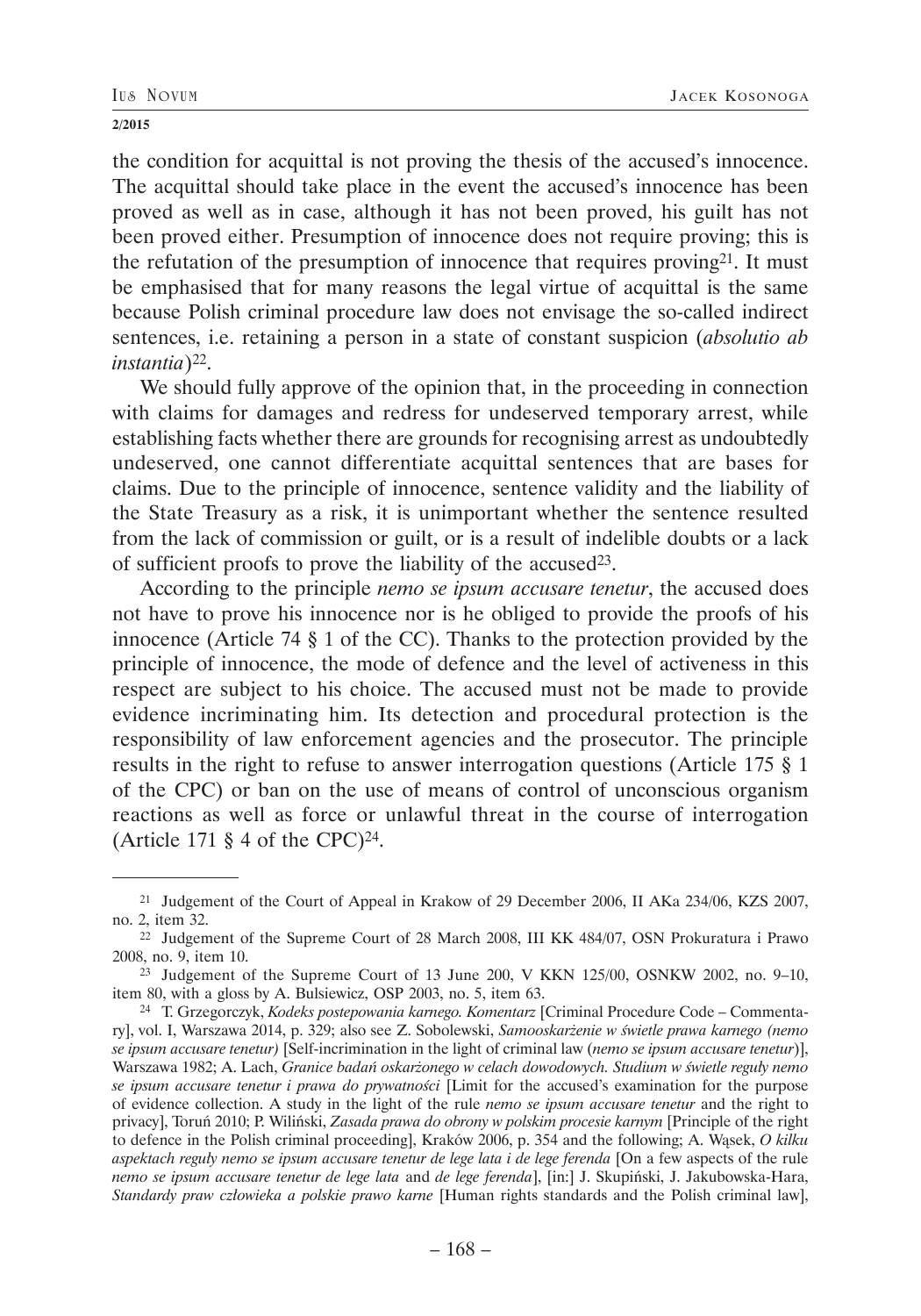the condition for acquittal is not proving the thesis of the accused's innocence. The acquittal should take place in the event the accused's innocence has been proved as well as in case, although it has not been proved, his guilt has not been proved either. Presumption of innocence does not require proving; this is the refutation of the presumption of innocence that requires proving[21]. It must be emphasised that for many reasons the legal virtue of acquittal is the same because Polish criminal procedure law does not envisage the so-called indirect sentences, i.e. retaining a person in a state of constant suspicion (*absolutio ab instantia*)[22].

We should fully approve of the opinion that, in the proceeding in connection with claims for damages and redress for undeserved temporary arrest, while establishing facts whether there are grounds for recognising arrest as undoubtedly undeserved, one cannot differentiate acquittal sentences that are bases for claims. Due to the principle of innocence, sentence validity and the liability of the State Treasury as a risk, it is unimportant whether the sentence resulted from the lack of commission or guilt, or is a result of indelible doubts or a lack of sufficient proofs to prove the liability of the accused[23].

According to the principle *nemo se ipsum accusare tenetur*, the accused does not have to prove his innocence nor is he obliged to provide the proofs of his innocence (Article 74 § 1 of the CC). Thanks to the protection provided by the principle of innocence, the mode of defence and the level of activeness in this respect are subject to his choice. The accused must not be made to provide evidence incriminating him. Its detection and procedural protection is the responsibility of law enforcement agencies and the prosecutor. The principle results in the right to refuse to answer interrogation questions (Article 175 § 1 of the CPC) or ban on the use of means of control of unconscious organism reactions as well as force or unlawful threat in the course of interrogation (Article 171 § 4 of the CPC)[24].

---

[21] Judgement of the Court of Appeal in Krakow of 29 December 2006, II AKa 234/06, KZS 2007, no. 2, item 32.

[22] Judgement of the Supreme Court of 28 March 2008, III KK 484/07, OSN Prokuratura i Prawo 2008, no. 9, item 10.

[23] Judgement of the Supreme Court of 13 June 200, V KKN 125/00, OSNKW 2002, no. 9–10, item 80, with a gloss by A. Bulsiewicz, OSP 2003, no. 5, item 63.

[24] T. Grzegorczyk, *Kodeks postepowania karnego. Komentarz* [Criminal Procedure Code – Commentary], vol. I, Warszawa 2014, p. 329; also see Z. Sobolewski, *Samooskarżenie w świetle prawa karnego (nemo se ipsum accusare tenetur)* [Self-incrimination in the light of criminal law (*nemo se ipsum accusare tenetur*)], Warszawa 1982; A. Lach, *Granice badań oskarżonego w celach dowodowych. Studium w świetle reguły nemo se ipsum accusare tenetur i prawa do prywatności* [Limit for the accused's examination for the purpose of evidence collection. A study in the light of the rule *nemo se ipsum accusare tenetur* and the right to privacy], Toruń 2010; P. Wiliński, *Zasada prawa do obrony w polskim procesie karnym* [Principle of the right to defence in the Polish criminal proceeding], Kraków 2006, p. 354 and the following; A. Wąsek, *O kilku aspektach reguły nemo se ipsum accusare tenetur de lege lata i de lege ferenda* [On a few aspects of the rule *nemo se ipsum accusare tenetur de lege lata* and *de lege ferenda*], [in:] J. Skupiński, J. Jakubowska-Hara, *Standardy praw człowieka a polskie prawo karne* [Human rights standards and the Polish criminal law],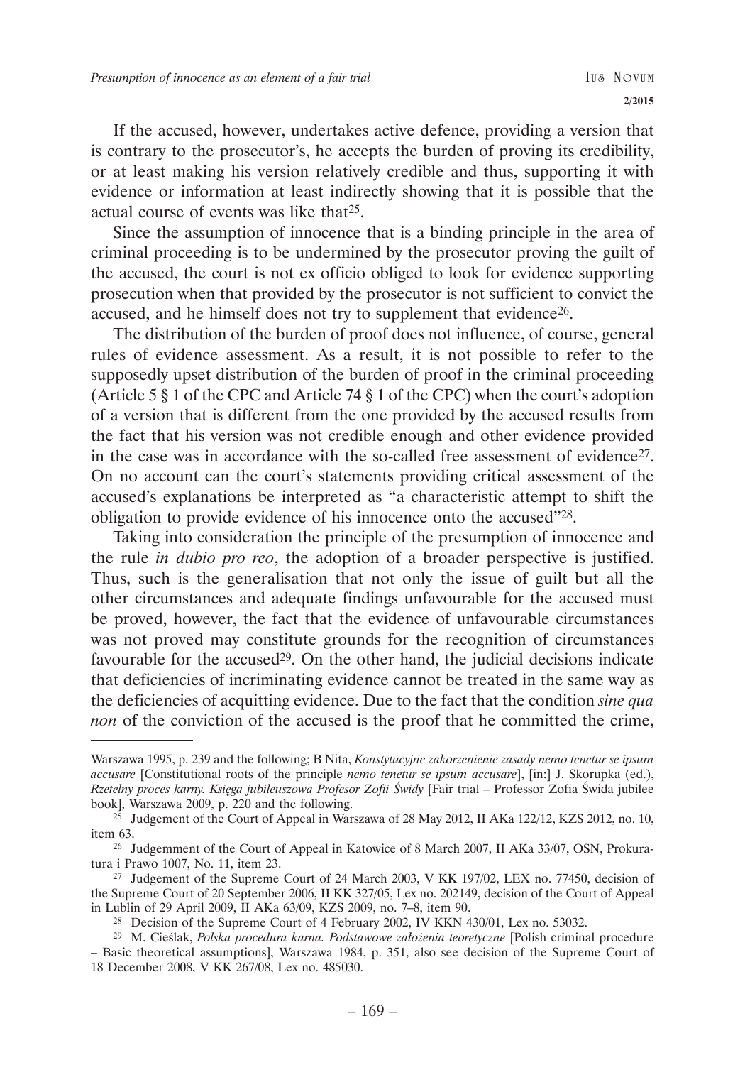If the accused, however, undertakes active defence, providing a version that is contrary to the prosecutor's, he accepts the burden of proving its credibility, or at least making his version relatively credible and thus, supporting it with evidence or information at least indirectly showing that it is possible that the actual course of events was like that[25].

Since the assumption of innocence that is a binding principle in the area of criminal proceeding is to be undermined by the prosecutor proving the guilt of the accused, the court is not ex officio obliged to look for evidence supporting prosecution when that provided by the prosecutor is not sufficient to convict the accused, and he himself does not try to supplement that evidence[26].

The distribution of the burden of proof does not influence, of course, general rules of evidence assessment. As a result, it is not possible to refer to the supposedly upset distribution of the burden of proof in the criminal proceeding (Article 5 § 1 of the CPC and Article 74 § 1 of the CPC) when the court's adoption of a version that is different from the one provided by the accused results from the fact that his version was not credible enough and other evidence provided in the case was in accordance with the so-called free assessment of evidence[27]. On no account can the court's statements providing critical assessment of the accused's explanations be interpreted as "a characteristic attempt to shift the obligation to provide evidence of his innocence onto the accused"[28].

Taking into consideration the principle of the presumption of innocence and the rule *in dubio pro reo*, the adoption of a broader perspective is justified. Thus, such is the generalisation that not only the issue of guilt but all the other circumstances and adequate findings unfavourable for the accused must be proved, however, the fact that the evidence of unfavourable circumstances was not proved may constitute grounds for the recognition of circumstances favourable for the accused[29]. On the other hand, the judicial decisions indicate that deficiencies of incriminating evidence cannot be treated in the same way as the deficiencies of acquitting evidence. Due to the fact that the condition *sine qua non* of the conviction of the accused is the proof that he committed the crime,

---

Warszawa 1995, p. 239 and the following; B Nita, *Konstytucyjne zakorzenienie zasady nemo tenetur se ipsum accusare* [Constitutional roots of the principle *nemo tenetur se ipsum accusare*], [in:] J. Skorupka (ed.), *Rzetelny proces karny. Księga jubileuszowa Profesor Zofii Świdy* [Fair trial – Professor Zofia Świda jubilee book], Warszawa 2009, p. 220 and the following.

[25] Judgement of the Court of Appeal in Warszawa of 28 May 2012, II AKa 122/12, KZS 2012, no. 10, item 63.

[26] Judgemment of the Court of Appeal in Katowice of 8 March 2007, II AKa 33/07, OSN, Prokuratura i Prawo 1007, No. 11, item 23.

[27] Judgement of the Supreme Court of 24 March 2003, V KK 197/02, LEX no. 77450, decision of the Supreme Court of 20 September 2006, II KK 327/05, Lex no. 202149, decision of the Court of Appeal in Lublin of 29 April 2009, II AKa 63/09, KZS 2009, no. 7–8, item 90.

[28] Decision of the Supreme Court of 4 February 2002, IV KKN 430/01, Lex no. 53032.

[29] M. Cieślak, *Polska procedura karna. Podstawowe założenia teoretyczne* [Polish criminal procedure – Basic theoretical assumptions], Warszawa 1984, p. 351, also see decision of the Supreme Court of 18 December 2008, V KK 267/08, Lex no. 485030.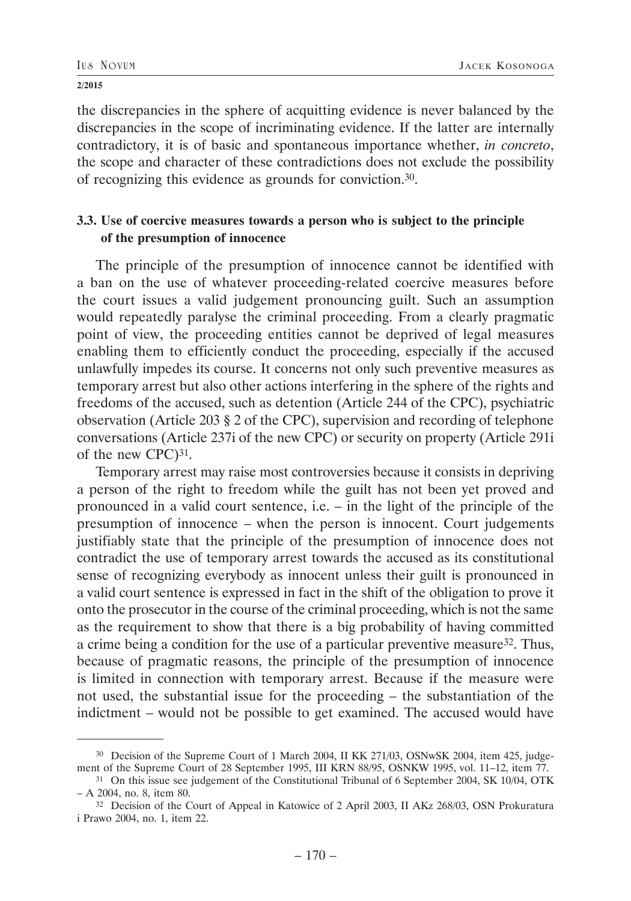the discrepancies in the sphere of acquitting evidence is never balanced by the discrepancies in the scope of incriminating evidence. If the latter are internally contradictory, it is of basic and spontaneous importance whether, *in concreto*, the scope and character of these contradictions does not exclude the possibility of recognizing this evidence as grounds for conviction.[30].

### 3.3. Use of coercive measures towards a person who is subject to the principle of the presumption of innocence

The principle of the presumption of innocence cannot be identified with a ban on the use of whatever proceeding-related coercive measures before the court issues a valid judgement pronouncing guilt. Such an assumption would repeatedly paralyse the criminal proceeding. From a clearly pragmatic point of view, the proceeding entities cannot be deprived of legal measures enabling them to efficiently conduct the proceeding, especially if the accused unlawfully impedes its course. It concerns not only such preventive measures as temporary arrest but also other actions interfering in the sphere of the rights and freedoms of the accused, such as detention (Article 244 of the CPC), psychiatric observation (Article 203 § 2 of the CPC), supervision and recording of telephone conversations (Article 237i of the new CPC) or security on property (Article 291i of the new CPC)[31].

Temporary arrest may raise most controversies because it consists in depriving a person of the right to freedom while the guilt has not been yet proved and pronounced in a valid court sentence, i.e. – in the light of the principle of the presumption of innocence – when the person is innocent. Court judgements justifiably state that the principle of the presumption of innocence does not contradict the use of temporary arrest towards the accused as its constitutional sense of recognizing everybody as innocent unless their guilt is pronounced in a valid court sentence is expressed in fact in the shift of the obligation to prove it onto the prosecutor in the course of the criminal proceeding, which is not the same as the requirement to show that there is a big probability of having committed a crime being a condition for the use of a particular preventive measure[32]. Thus, because of pragmatic reasons, the principle of the presumption of innocence is limited in connection with temporary arrest. Because if the measure were not used, the substantial issue for the proceeding – the substantiation of the indictment – would not be possible to get examined. The accused would have

---

[30] Decision of the Supreme Court of 1 March 2004, II KK 271/03, OSNwSK 2004, item 425, judgement of the Supreme Court of 28 September 1995, III KRN 88/95, OSNKW 1995, vol. 11–12, item 77.

[31] On this issue see judgement of the Constitutional Tribunal of 6 September 2004, SK 10/04, OTK – A 2004, no. 8, item 80.

[32] Decision of the Court of Appeal in Katowice of 2 April 2003, II AKz 268/03, OSN Prokuratura i Prawo 2004, no. 1, item 22.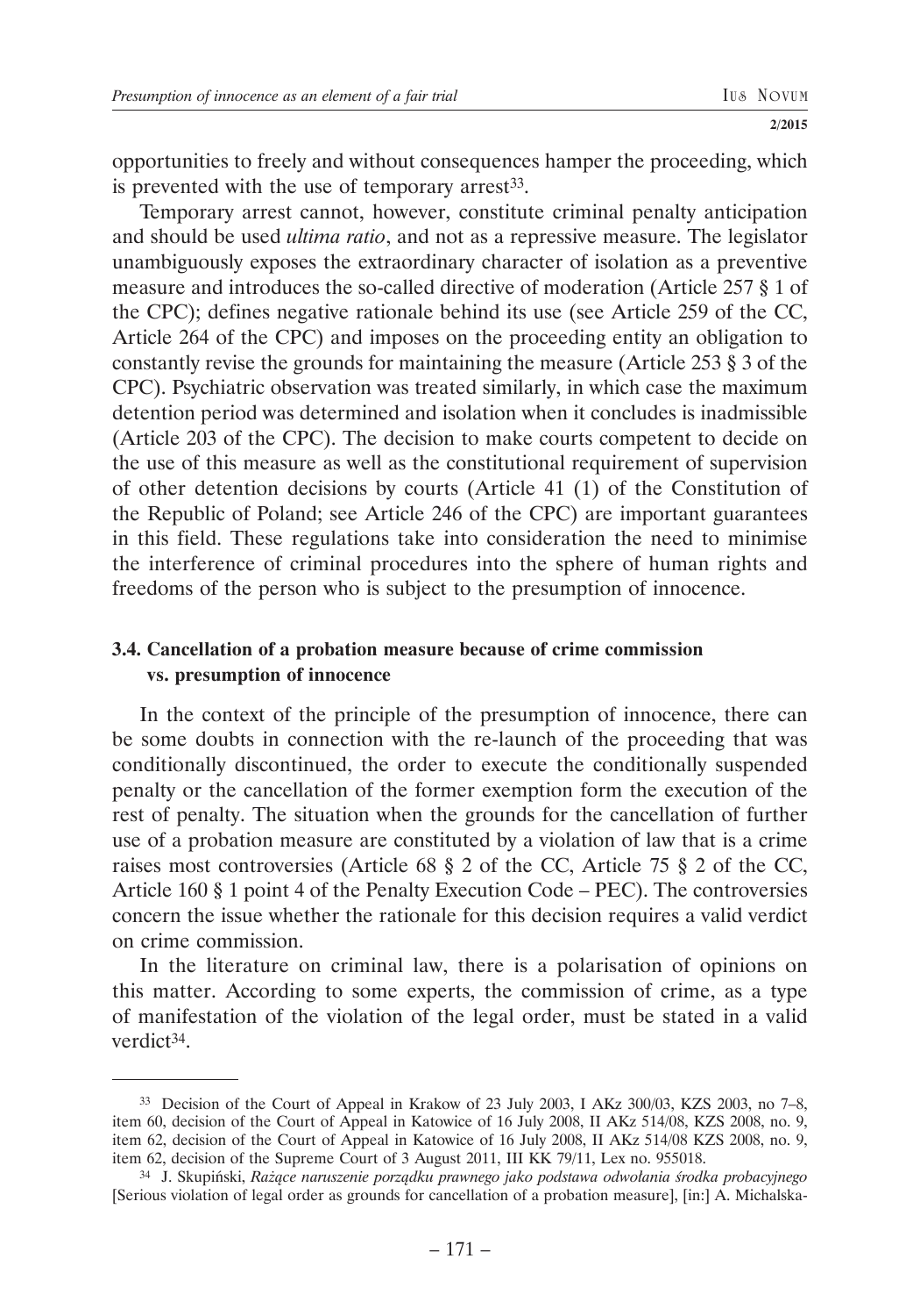opportunities to freely and without consequences hamper the proceeding, which is prevented with the use of temporary arrest[33].

Temporary arrest cannot, however, constitute criminal penalty anticipation and should be used *ultima ratio*, and not as a repressive measure. The legislator unambiguously exposes the extraordinary character of isolation as a preventive measure and introduces the so-called directive of moderation (Article 257 § 1 of the CPC); defines negative rationale behind its use (see Article 259 of the CC, Article 264 of the CPC) and imposes on the proceeding entity an obligation to constantly revise the grounds for maintaining the measure (Article 253 § 3 of the CPC). Psychiatric observation was treated similarly, in which case the maximum detention period was determined and isolation when it concludes is inadmissible (Article 203 of the CPC). The decision to make courts competent to decide on the use of this measure as well as the constitutional requirement of supervision of other detention decisions by courts (Article 41 (1) of the Constitution of the Republic of Poland; see Article 246 of the CPC) are important guarantees in this field. These regulations take into consideration the need to minimise the interference of criminal procedures into the sphere of human rights and freedoms of the person who is subject to the presumption of innocence.

### 3.4. Cancellation of a probation measure because of crime commission vs. presumption of innocence

In the context of the principle of the presumption of innocence, there can be some doubts in connection with the re-launch of the proceeding that was conditionally discontinued, the order to execute the conditionally suspended penalty or the cancellation of the former exemption form the execution of the rest of penalty. The situation when the grounds for the cancellation of further use of a probation measure are constituted by a violation of law that is a crime raises most controversies (Article 68 § 2 of the CC, Article 75 § 2 of the CC, Article 160 § 1 point 4 of the Penalty Execution Code – PEC). The controversies concern the issue whether the rationale for this decision requires a valid verdict on crime commission.

In the literature on criminal law, there is a polarisation of opinions on this matter. According to some experts, the commission of crime, as a type of manifestation of the violation of the legal order, must be stated in a valid verdict[34].

---

[33] Decision of the Court of Appeal in Krakow of 23 July 2003, I AKz 300/03, KZS 2003, no 7–8, item 60, decision of the Court of Appeal in Katowice of 16 July 2008, II AKz 514/08, KZS 2008, no. 9, item 62, decision of the Court of Appeal in Katowice of 16 July 2008, II AKz 514/08 KZS 2008, no. 9, item 62, decision of the Supreme Court of 3 August 2011, III KK 79/11, Lex no. 955018.

[34] J. Skupiński, *Rażące naruszenie porządku prawnego jako podstawa odwołania środka probacyjnego* [Serious violation of legal order as grounds for cancellation of a probation measure], [in:] A. Michalska-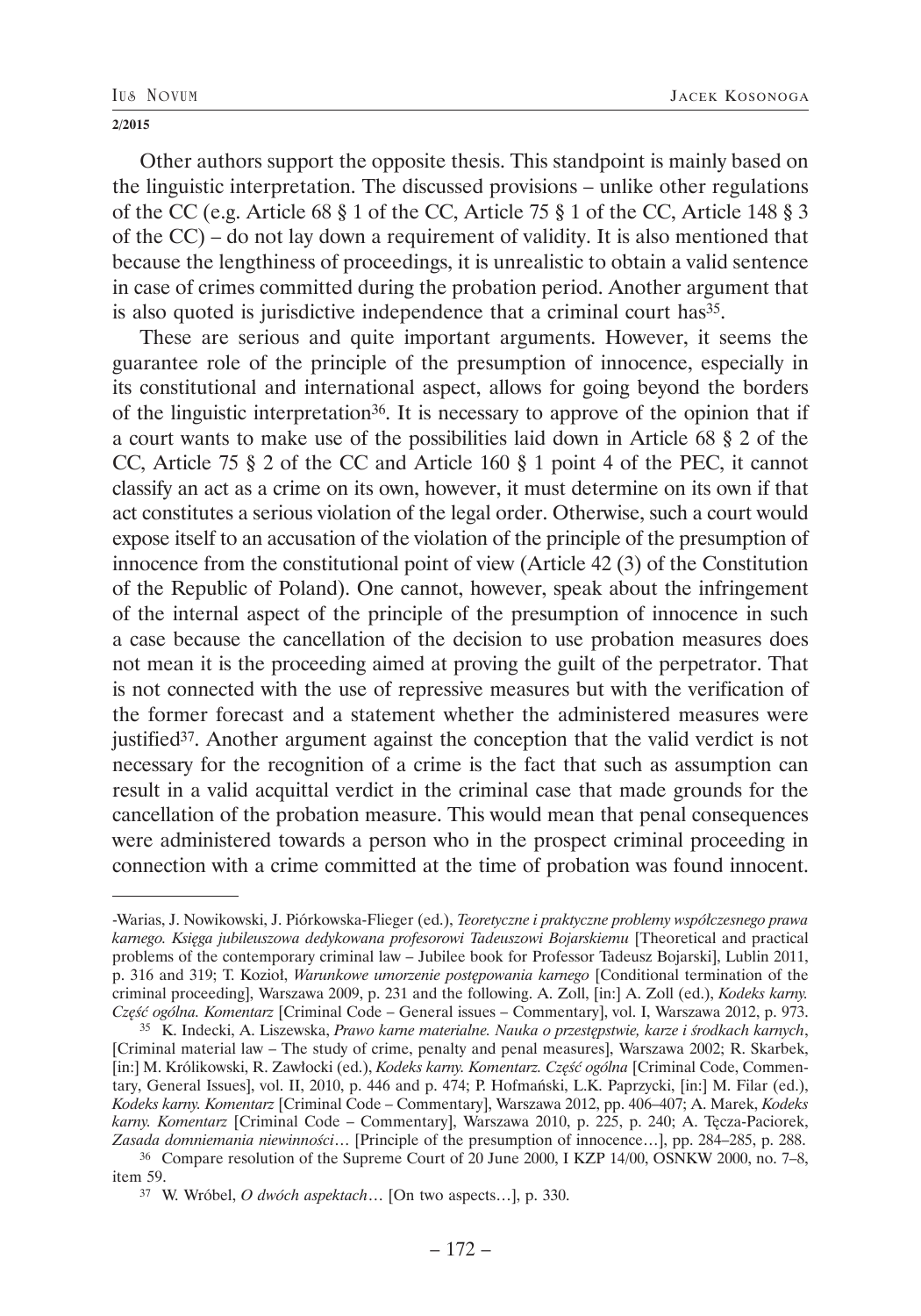Other authors support the opposite thesis. This standpoint is mainly based on the linguistic interpretation. The discussed provisions – unlike other regulations of the CC (e.g. Article 68 § 1 of the CC, Article 75 § 1 of the CC, Article 148 § 3 of the CC) – do not lay down a requirement of validity. It is also mentioned that because the lengthiness of proceedings, it is unrealistic to obtain a valid sentence in case of crimes committed during the probation period. Another argument that is also quoted is jurisdictive independence that a criminal court has[35].

These are serious and quite important arguments. However, it seems the guarantee role of the principle of the presumption of innocence, especially in its constitutional and international aspect, allows for going beyond the borders of the linguistic interpretation[36]. It is necessary to approve of the opinion that if a court wants to make use of the possibilities laid down in Article 68 § 2 of the CC, Article 75 § 2 of the CC and Article 160 § 1 point 4 of the PEC, it cannot classify an act as a crime on its own, however, it must determine on its own if that act constitutes a serious violation of the legal order. Otherwise, such a court would expose itself to an accusation of the violation of the principle of the presumption of innocence from the constitutional point of view (Article 42 (3) of the Constitution of the Republic of Poland). One cannot, however, speak about the infringement of the internal aspect of the principle of the presumption of innocence in such a case because the cancellation of the decision to use probation measures does not mean it is the proceeding aimed at proving the guilt of the perpetrator. That is not connected with the use of repressive measures but with the verification of the former forecast and a statement whether the administered measures were justified[37]. Another argument against the conception that the valid verdict is not necessary for the recognition of a crime is the fact that such as assumption can result in a valid acquittal verdict in the criminal case that made grounds for the cancellation of the probation measure. This would mean that penal consequences were administered towards a person who in the prospect criminal proceeding in connection with a crime committed at the time of probation was found innocent.

---

-Warias, J. Nowikowski, J. Piórkowska-Flieger (ed.), *Teoretyczne i praktyczne problemy współczesnego prawa karnego. Księga jubileuszowa dedykowana profesorowi Tadeuszowi Bojarskiemu* [Theoretical and practical problems of the contemporary criminal law – Jubilee book for Professor Tadeusz Bojarski], Lublin 2011, p. 316 and 319; T. Kozioł, *Warunkowe umorzenie postępowania karnego* [Conditional termination of the criminal proceeding], Warszawa 2009, p. 231 and the following. A. Zoll, [in:] A. Zoll (ed.), *Kodeks karny. Część ogólna. Komentarz* [Criminal Code – General issues – Commentary], vol. I, Warszawa 2012, p. 973.

[35] K. Indecki, A. Liszewska, *Prawo karne materialne. Nauka o przestępstwie, karze i środkach karnych*, [Criminal material law – The study of crime, penalty and penal measures], Warszawa 2002; R. Skarbek, [in:] M. Królikowski, R. Zawłocki (ed.), *Kodeks karny. Komentarz. Część ogólna* [Criminal Code, Commentary, General Issues], vol. II, 2010, p. 446 and p. 474; P. Hofmański, L.K. Paprzycki, [in:] M. Filar (ed.), *Kodeks karny. Komentarz* [Criminal Code – Commentary], Warszawa 2012, pp. 406–407; A. Marek, *Kodeks karny. Komentarz* [Criminal Code – Commentary], Warszawa 2010, p. 225, p. 240; A. Tęcza-Paciorek, *Zasada domniemania niewinności*… [Principle of the presumption of innocence…], pp. 284–285, p. 288.

[36] Compare resolution of the Supreme Court of 20 June 2000, I KZP 14/00, OSNKW 2000, no. 7–8, item 59.

[37] W. Wróbel, *O dwóch aspektach*… [On two aspects…], p. 330.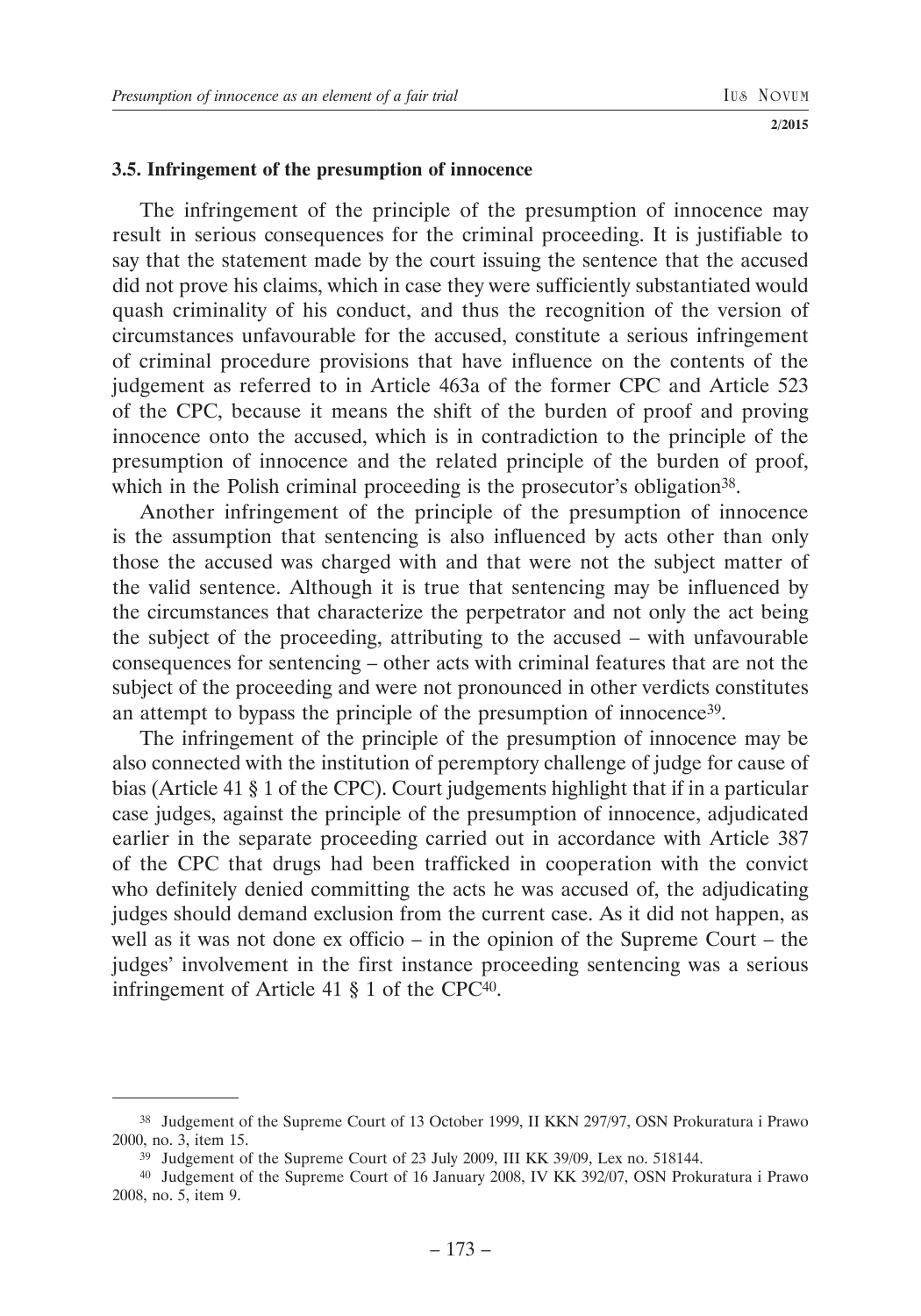### 3.5. Infringement of the presumption of innocence

The infringement of the principle of the presumption of innocence may result in serious consequences for the criminal proceeding. It is justifiable to say that the statement made by the court issuing the sentence that the accused did not prove his claims, which in case they were sufficiently substantiated would quash criminality of his conduct, and thus the recognition of the version of circumstances unfavourable for the accused, constitute a serious infringement of criminal procedure provisions that have influence on the contents of the judgement as referred to in Article 463a of the former CPC and Article 523 of the CPC, because it means the shift of the burden of proof and proving innocence onto the accused, which is in contradiction to the principle of the presumption of innocence and the related principle of the burden of proof, which in the Polish criminal proceeding is the prosecutor's obligation[38].

Another infringement of the principle of the presumption of innocence is the assumption that sentencing is also influenced by acts other than only those the accused was charged with and that were not the subject matter of the valid sentence. Although it is true that sentencing may be influenced by the circumstances that characterize the perpetrator and not only the act being the subject of the proceeding, attributing to the accused – with unfavourable consequences for sentencing – other acts with criminal features that are not the subject of the proceeding and were not pronounced in other verdicts constitutes an attempt to bypass the principle of the presumption of innocence[39].

The infringement of the principle of the presumption of innocence may be also connected with the institution of peremptory challenge of judge for cause of bias (Article 41 § 1 of the CPC). Court judgements highlight that if in a particular case judges, against the principle of the presumption of innocence, adjudicated earlier in the separate proceeding carried out in accordance with Article 387 of the CPC that drugs had been trafficked in cooperation with the convict who definitely denied committing the acts he was accused of, the adjudicating judges should demand exclusion from the current case. As it did not happen, as well as it was not done ex officio – in the opinion of the Supreme Court – the judges' involvement in the first instance proceeding sentencing was a serious infringement of Article 41 § 1 of the CPC[40].

---

[38] Judgement of the Supreme Court of 13 October 1999, II KKN 297/97, OSN Prokuratura i Prawo 2000, no. 3, item 15.

[39] Judgement of the Supreme Court of 23 July 2009, III KK 39/09, Lex no. 518144.

[40] Judgement of the Supreme Court of 16 January 2008, IV KK 392/07, OSN Prokuratura i Prawo 2008, no. 5, item 9.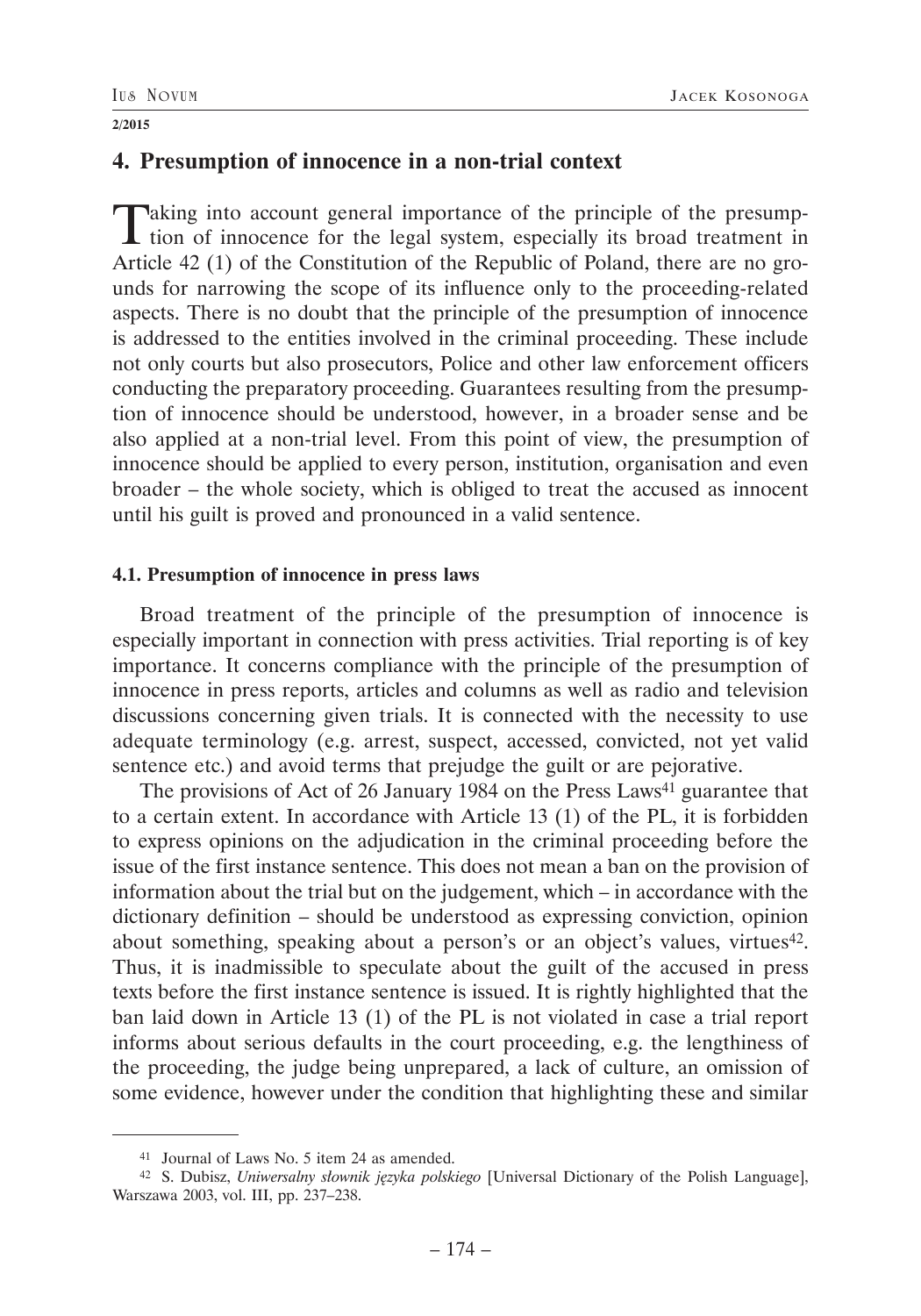## 4. Presumption of innocence in a non-trial context

Taking into account general importance of the principle of the presumption of innocence for the legal system, especially its broad treatment in Article 42 (1) of the Constitution of the Republic of Poland, there are no grounds for narrowing the scope of its influence only to the proceeding-related aspects. There is no doubt that the principle of the presumption of innocence is addressed to the entities involved in the criminal proceeding. These include not only courts but also prosecutors, Police and other law enforcement officers conducting the preparatory proceeding. Guarantees resulting from the presumption of innocence should be understood, however, in a broader sense and be also applied at a non-trial level. From this point of view, the presumption of innocence should be applied to every person, institution, organisation and even broader – the whole society, which is obliged to treat the accused as innocent until his guilt is proved and pronounced in a valid sentence.

### 4.1. Presumption of innocence in press laws

Broad treatment of the principle of the presumption of innocence is especially important in connection with press activities. Trial reporting is of key importance. It concerns compliance with the principle of the presumption of innocence in press reports, articles and columns as well as radio and television discussions concerning given trials. It is connected with the necessity to use adequate terminology (e.g. arrest, suspect, accessed, convicted, not yet valid sentence etc.) and avoid terms that prejudge the guilt or are pejorative.

The provisions of Act of 26 January 1984 on the Press Laws[41] guarantee that to a certain extent. In accordance with Article 13 (1) of the PL, it is forbidden to express opinions on the adjudication in the criminal proceeding before the issue of the first instance sentence. This does not mean a ban on the provision of information about the trial but on the judgement, which – in accordance with the dictionary definition – should be understood as expressing conviction, opinion about something, speaking about a person's or an object's values, virtues[42]. Thus, it is inadmissible to speculate about the guilt of the accused in press texts before the first instance sentence is issued. It is rightly highlighted that the ban laid down in Article 13 (1) of the PL is not violated in case a trial report informs about serious defaults in the court proceeding, e.g. the lengthiness of the proceeding, the judge being unprepared, a lack of culture, an omission of some evidence, however under the condition that highlighting these and similar

---

[41] Journal of Laws No. 5 item 24 as amended.

[42] S. Dubisz, *Uniwersalny słownik języka polskiego* [Universal Dictionary of the Polish Language], Warszawa 2003, vol. III, pp. 237–238.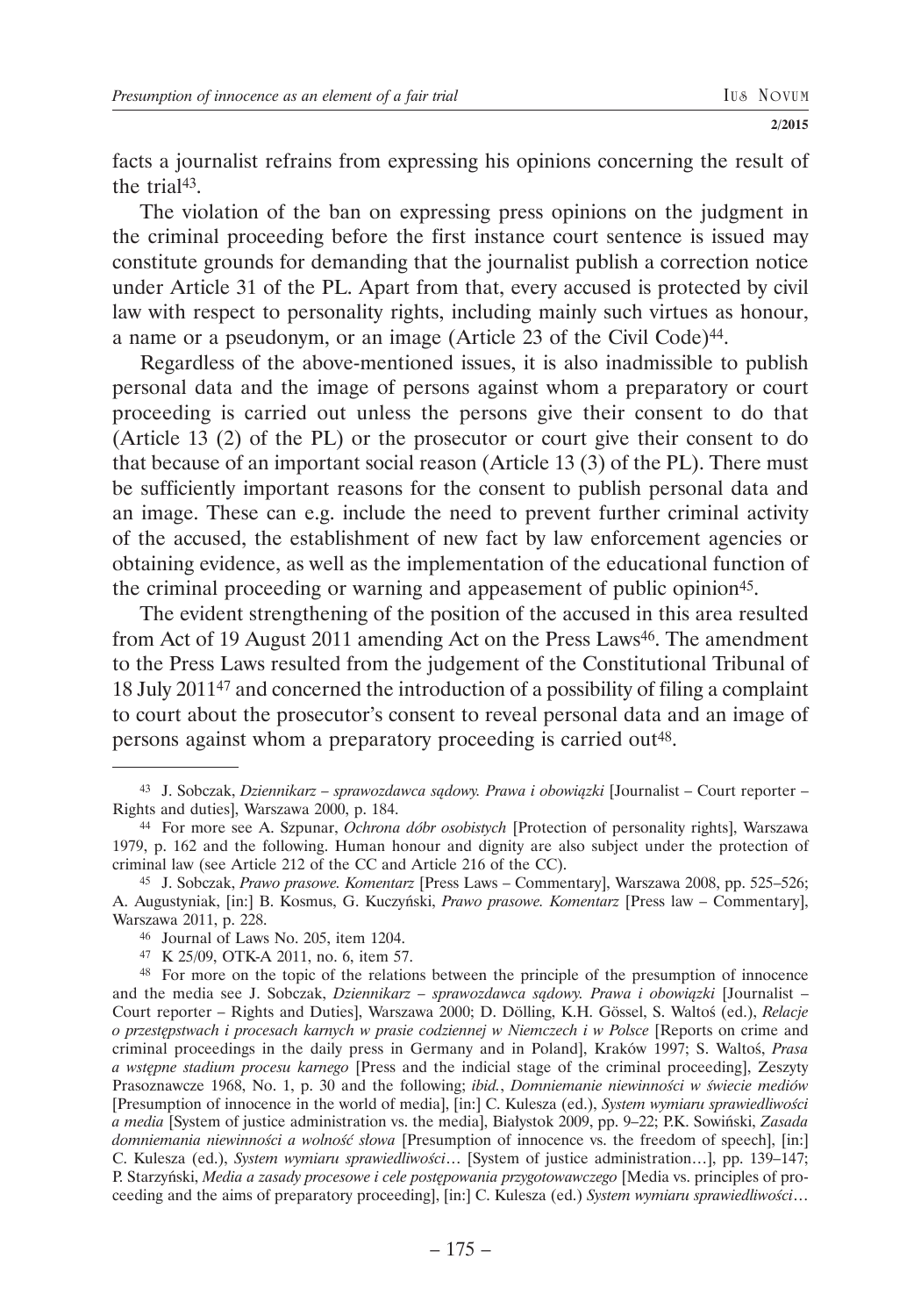facts a journalist refrains from expressing his opinions concerning the result of the trial[43].

The violation of the ban on expressing press opinions on the judgment in the criminal proceeding before the first instance court sentence is issued may constitute grounds for demanding that the journalist publish a correction notice under Article 31 of the PL. Apart from that, every accused is protected by civil law with respect to personality rights, including mainly such virtues as honour, a name or a pseudonym, or an image (Article 23 of the Civil Code)[44].

Regardless of the above-mentioned issues, it is also inadmissible to publish personal data and the image of persons against whom a preparatory or court proceeding is carried out unless the persons give their consent to do that (Article 13 (2) of the PL) or the prosecutor or court give their consent to do that because of an important social reason (Article 13 (3) of the PL). There must be sufficiently important reasons for the consent to publish personal data and an image. These can e.g. include the need to prevent further criminal activity of the accused, the establishment of new fact by law enforcement agencies or obtaining evidence, as well as the implementation of the educational function of the criminal proceeding or warning and appeasement of public opinion[45].

The evident strengthening of the position of the accused in this area resulted from Act of 19 August 2011 amending Act on the Press Laws[46]. The amendment to the Press Laws resulted from the judgement of the Constitutional Tribunal of 18 July 2011[47] and concerned the introduction of a possibility of filing a complaint to court about the prosecutor's consent to reveal personal data and an image of persons against whom a preparatory proceeding is carried out[48].

---

[43] J. Sobczak, *Dziennikarz – sprawozdawca sądowy. Prawa i obowiązki* [Journalist – Court reporter – Rights and duties], Warszawa 2000, p. 184.

[44] For more see A. Szpunar, *Ochrona dóbr osobistych* [Protection of personality rights], Warszawa 1979, p. 162 and the following. Human honour and dignity are also subject under the protection of criminal law (see Article 212 of the CC and Article 216 of the CC).

[45] J. Sobczak, *Prawo prasowe. Komentarz* [Press Laws – Commentary], Warszawa 2008, pp. 525–526; A. Augustyniak, [in:] B. Kosmus, G. Kuczyński, *Prawo prasowe. Komentarz* [Press law – Commentary], Warszawa 2011, p. 228.

[46] Journal of Laws No. 205, item 1204.

[47] K 25/09, OTK-A 2011, no. 6, item 57.

[48] For more on the topic of the relations between the principle of the presumption of innocence and the media see J. Sobczak, *Dziennikarz – sprawozdawca sądowy. Prawa i obowiązki* [Journalist – Court reporter – Rights and Duties], Warszawa 2000; D. Dölling, K.H. Gössel, S. Waltoś (ed.), *Relacje o przestępstwach i procesach karnych w prasie codziennej w Niemczech i w Polsce* [Reports on crime and criminal proceedings in the daily press in Germany and in Poland], Kraków 1997; S. Waltoś, *Prasa a wstępne stadium procesu karnego* [Press and the indicial stage of the criminal proceeding], Zeszyty Prasoznawcze 1968, No. 1, p. 30 and the following; *ibid.*, *Domniemanie niewinności w świecie mediów* [Presumption of innocence in the world of media], [in:] C. Kulesza (ed.), *System wymiaru sprawiedliwości a media* [System of justice administration vs. the media], Białystok 2009, pp. 9–22; P.K. Sowiński, *Zasada domniemania niewinności a wolność słowa* [Presumption of innocence vs. the freedom of speech], [in:] C. Kulesza (ed.), *System wymiaru sprawiedliwości…* [System of justice administration…], pp. 139–147; P. Starzyński, *Media a zasady procesowe i cele postępowania przygotowawczego* [Media vs. principles of proceeding and the aims of preparatory proceeding], [in:] C. Kulesza (ed.) *System wymiaru sprawiedliwości…*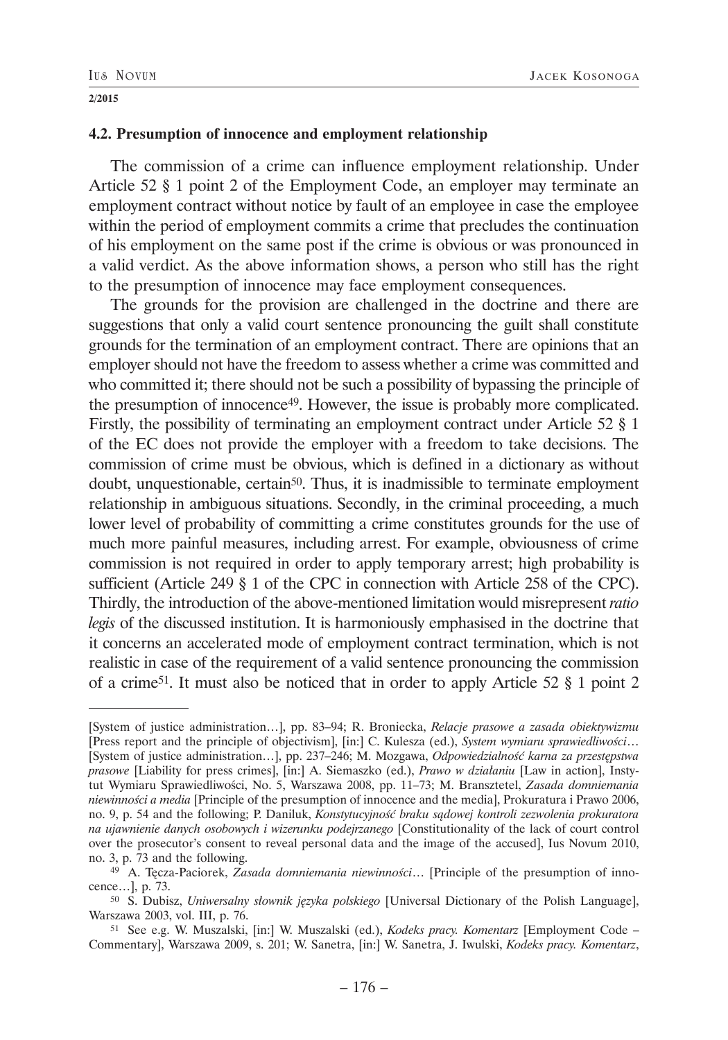### 4.2. Presumption of innocence and employment relationship

The commission of a crime can influence employment relationship. Under Article 52 § 1 point 2 of the Employment Code, an employer may terminate an employment contract without notice by fault of an employee in case the employee within the period of employment commits a crime that precludes the continuation of his employment on the same post if the crime is obvious or was pronounced in a valid verdict. As the above information shows, a person who still has the right to the presumption of innocence may face employment consequences.

The grounds for the provision are challenged in the doctrine and there are suggestions that only a valid court sentence pronouncing the guilt shall constitute grounds for the termination of an employment contract. There are opinions that an employer should not have the freedom to assess whether a crime was committed and who committed it; there should not be such a possibility of bypassing the principle of the presumption of innocence[49]. However, the issue is probably more complicated. Firstly, the possibility of terminating an employment contract under Article 52 § 1 of the EC does not provide the employer with a freedom to take decisions. The commission of crime must be obvious, which is defined in a dictionary as without doubt, unquestionable, certain[50]. Thus, it is inadmissible to terminate employment relationship in ambiguous situations. Secondly, in the criminal proceeding, a much lower level of probability of committing a crime constitutes grounds for the use of much more painful measures, including arrest. For example, obviousness of crime commission is not required in order to apply temporary arrest; high probability is sufficient (Article 249 § 1 of the CPC in connection with Article 258 of the CPC). Thirdly, the introduction of the above-mentioned limitation would misrepresent *ratio legis* of the discussed institution. It is harmoniously emphasised in the doctrine that it concerns an accelerated mode of employment contract termination, which is not realistic in case of the requirement of a valid sentence pronouncing the commission of a crime[51]. It must also be noticed that in order to apply Article 52 § 1 point 2

---

[System of justice administration…], pp. 83–94; R. Broniecka, *Relacje prasowe a zasada obiektywizmu* [Press report and the principle of objectivism], [in:] C. Kulesza (ed.), *System wymiaru sprawiedliwości…* [System of justice administration…], pp. 237–246; M. Mozgawa, *Odpowiedzialność karna za przestępstwa prasowe* [Liability for press crimes], [in:] A. Siemaszko (ed.), *Prawo w działaniu* [Law in action], Instytut Wymiaru Sprawiedliwości, No. 5, Warszawa 2008, pp. 11–73; M. Bransztetel, *Zasada domniemania niewinności a media* [Principle of the presumption of innocence and the media], Prokuratura i Prawo 2006, no. 9, p. 54 and the following; P. Daniluk, *Konstytucyjność braku sądowej kontroli zezwolenia prokuratora na ujawnienie danych osobowych i wizerunku podejrzanego* [Constitutionality of the lack of court control over the prosecutor's consent to reveal personal data and the image of the accused], Ius Novum 2010, no. 3, p. 73 and the following.

[49] A. Tęcza-Paciorek, *Zasada domniemania niewinności…* [Principle of the presumption of innocence…], p. 73.

[50] S. Dubisz, *Uniwersalny słownik języka polskiego* [Universal Dictionary of the Polish Language], Warszawa 2003, vol. III, p. 76.

[51] See e.g. W. Muszalski, [in:] W. Muszalski (ed.), *Kodeks pracy. Komentarz* [Employment Code – Commentary], Warszawa 2009, s. 201; W. Sanetra, [in:] W. Sanetra, J. Iwulski, *Kodeks pracy. Komentarz*,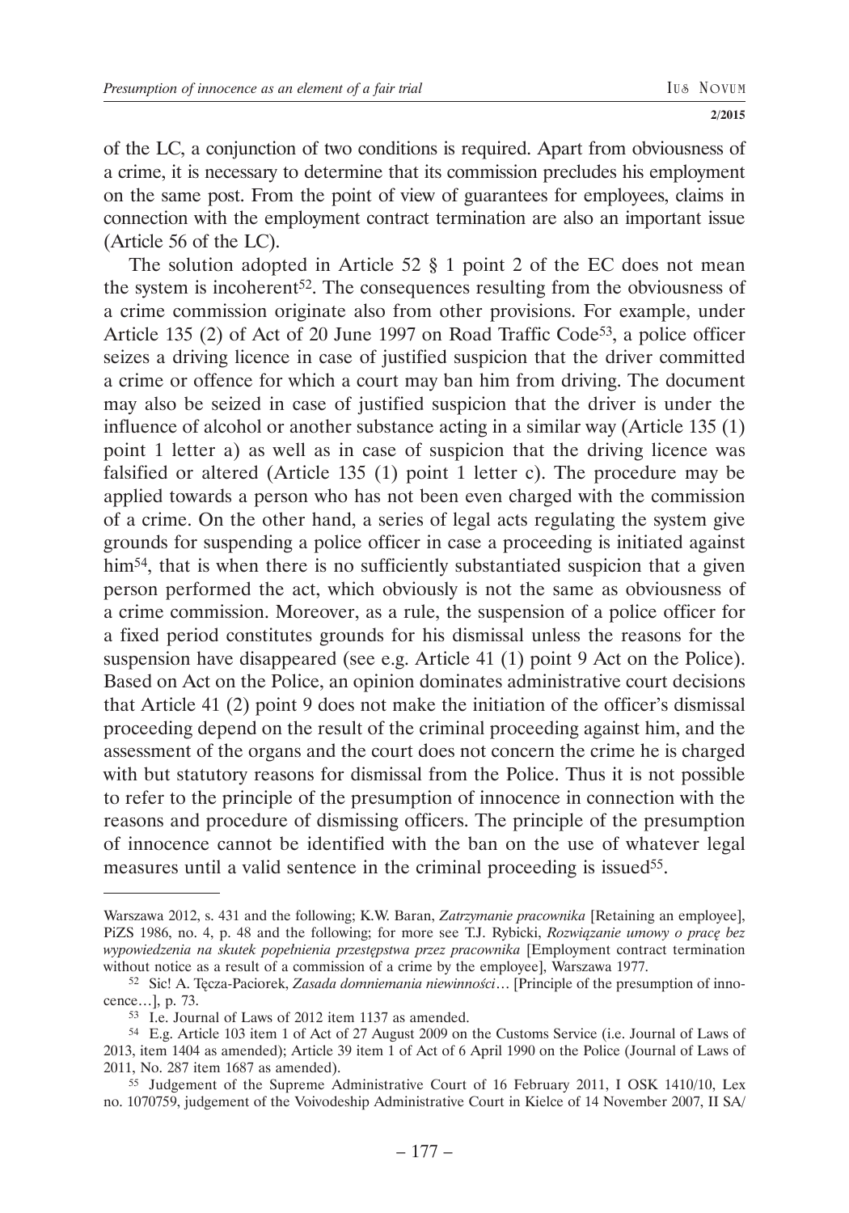of the LC, a conjunction of two conditions is required. Apart from obviousness of a crime, it is necessary to determine that its commission precludes his employment on the same post. From the point of view of guarantees for employees, claims in connection with the employment contract termination are also an important issue (Article 56 of the LC).

The solution adopted in Article 52 § 1 point 2 of the EC does not mean the system is incoherent[52]. The consequences resulting from the obviousness of a crime commission originate also from other provisions. For example, under Article 135 (2) of Act of 20 June 1997 on Road Traffic Code[53], a police officer seizes a driving licence in case of justified suspicion that the driver committed a crime or offence for which a court may ban him from driving. The document may also be seized in case of justified suspicion that the driver is under the influence of alcohol or another substance acting in a similar way (Article 135 (1) point 1 letter a) as well as in case of suspicion that the driving licence was falsified or altered (Article 135 (1) point 1 letter c). The procedure may be applied towards a person who has not been even charged with the commission of a crime. On the other hand, a series of legal acts regulating the system give grounds for suspending a police officer in case a proceeding is initiated against him[54], that is when there is no sufficiently substantiated suspicion that a given person performed the act, which obviously is not the same as obviousness of a crime commission. Moreover, as a rule, the suspension of a police officer for a fixed period constitutes grounds for his dismissal unless the reasons for the suspension have disappeared (see e.g. Article 41 (1) point 9 Act on the Police). Based on Act on the Police, an opinion dominates administrative court decisions that Article 41 (2) point 9 does not make the initiation of the officer's dismissal proceeding depend on the result of the criminal proceeding against him, and the assessment of the organs and the court does not concern the crime he is charged with but statutory reasons for dismissal from the Police. Thus it is not possible to refer to the principle of the presumption of innocence in connection with the reasons and procedure of dismissing officers. The principle of the presumption of innocence cannot be identified with the ban on the use of whatever legal measures until a valid sentence in the criminal proceeding is issued[55].

---

Warszawa 2012, s. 431 and the following; K.W. Baran, *Zatrzymanie pracownika* [Retaining an employee], PiZS 1986, no. 4, p. 48 and the following; for more see T.J. Rybicki, *Rozwiązanie umowy o pracę bez wypowiedzenia na skutek popełnienia przestępstwa przez pracownika* [Employment contract termination without notice as a result of a commission of a crime by the employee], Warszawa 1977.

[52] Sic! A. Tęcza-Paciorek, *Zasada domniemania niewinności*… [Principle of the presumption of innocence…], p. 73.

[53] I.e. Journal of Laws of 2012 item 1137 as amended.

[54] E.g. Article 103 item 1 of Act of 27 August 2009 on the Customs Service (i.e. Journal of Laws of 2013, item 1404 as amended); Article 39 item 1 of Act of 6 April 1990 on the Police (Journal of Laws of 2011, No. 287 item 1687 as amended).

[55] Judgement of the Supreme Administrative Court of 16 February 2011, I OSK 1410/10, Lex no. 1070759, judgement of the Voivodeship Administrative Court in Kielce of 14 November 2007, II SA/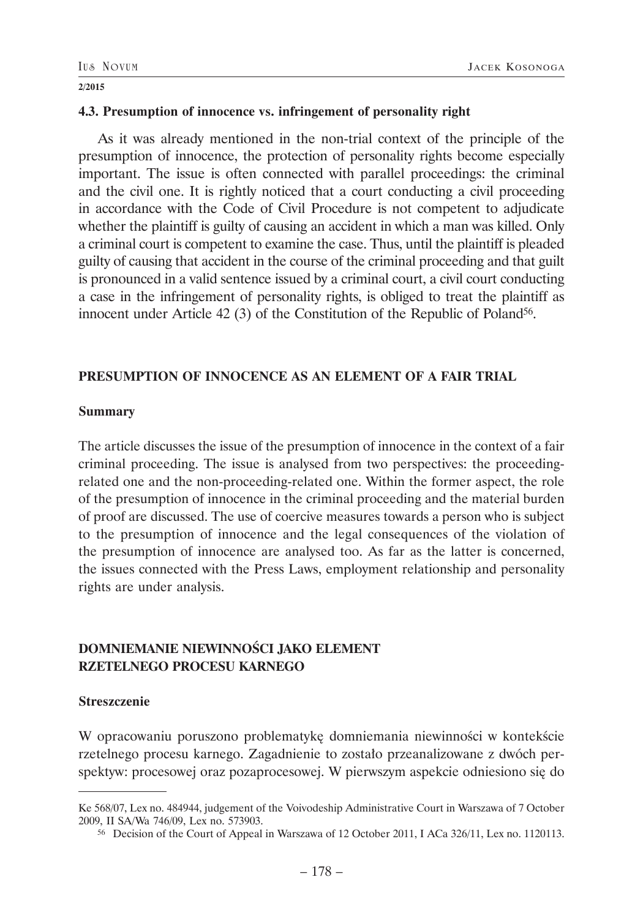### 4.3. Presumption of innocence vs. infringement of personality right

As it was already mentioned in the non-trial context of the principle of the presumption of innocence, the protection of personality rights become especially important. The issue is often connected with parallel proceedings: the criminal and the civil one. It is rightly noticed that a court conducting a civil proceeding in accordance with the Code of Civil Procedure is not competent to adjudicate whether the plaintiff is guilty of causing an accident in which a man was killed. Only a criminal court is competent to examine the case. Thus, until the plaintiff is pleaded guilty of causing that accident in the course of the criminal proceeding and that guilt is pronounced in a valid sentence issued by a criminal court, a civil court conducting a case in the infringement of personality rights, is obliged to treat the plaintiff as innocent under Article 42 (3) of the Constitution of the Republic of Poland[56].

## PRESUMPTION OF INNOCENCE AS AN ELEMENT OF A FAIR TRIAL

### Summary

The article discusses the issue of the presumption of innocence in the context of a fair criminal proceeding. The issue is analysed from two perspectives: the proceeding-related one and the non-proceeding-related one. Within the former aspect, the role of the presumption of innocence in the criminal proceeding and the material burden of proof are discussed. The use of coercive measures towards a person who is subject to the presumption of innocence and the legal consequences of the violation of the presumption of innocence are analysed too. As far as the latter is concerned, the issues connected with the Press Laws, employment relationship and personality rights are under analysis.

## DOMNIEMANIE NIEWINNOŚCI JAKO ELEMENT RZETELNEGO PROCESU KARNEGO

### Streszczenie

W opracowaniu poruszono problematykę domniemania niewinności w kontekście rzetelnego procesu karnego. Zagadnienie to zostało przeanalizowane z dwóch perspektyw: procesowej oraz pozaprocesowej. W pierwszym aspekcie odniesiono się do

---

Ke 568/07, Lex no. 484944, judgement of the Voivodeship Administrative Court in Warszawa of 7 October 2009, II SA/Wa 746/09, Lex no. 573903.

[56] Decision of the Court of Appeal in Warszawa of 12 October 2011, I ACa 326/11, Lex no. 1120113.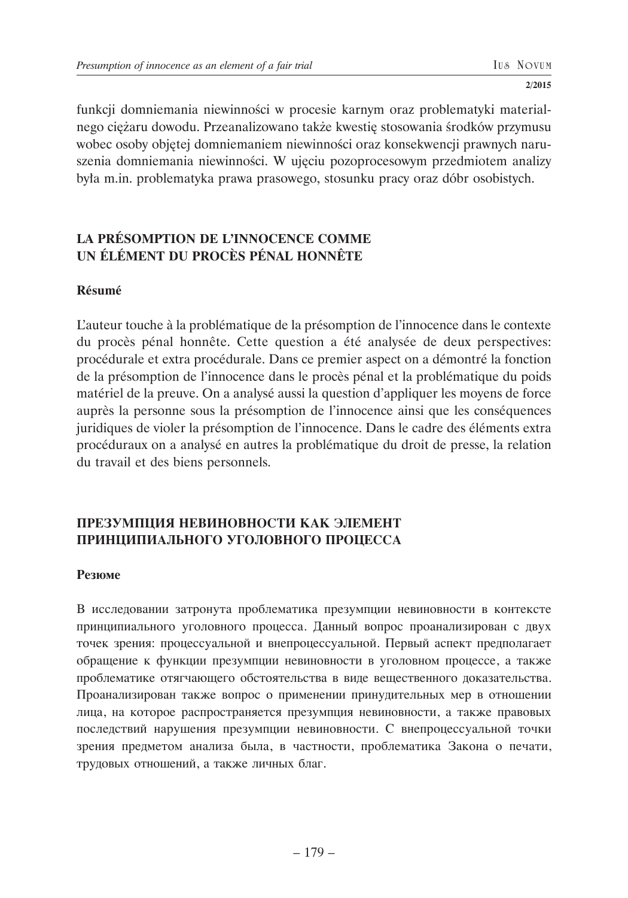funkcji domniemania niewinności w procesie karnym oraz problematyki materialnego ciężaru dowodu. Przeanalizowano także kwestię stosowania środków przymusu wobec osoby objętej domniemaniem niewinności oraz konsekwencji prawnych naruszenia domniemania niewinności. W ujęciu pozoprocesowym przedmiotem analizy była m.in. problematyka prawa prasowego, stosunku pracy oraz dóbr osobistych.

## LA PRÉSOMPTION DE L'INNOCENCE COMME UN ÉLÉMENT DU PROCÈS PÉNAL HONNÊTE

### Résumé

L'auteur touche à la problématique de la présomption de l'innocence dans le contexte du procès pénal honnête. Cette question a été analysée de deux perspectives: procédurale et extra procédurale. Dans ce premier aspect on a démontré la fonction de la présomption de l'innocence dans le procès pénal et la problématique du poids matériel de la preuve. On a analysé aussi la question d'appliquer les moyens de force auprès la personne sous la présomption de l'innocence ainsi que les conséquences juridiques de violer la présomption de l'innocence. Dans le cadre des éléments extra procéduraux on a analysé en autres la problématique du droit de presse, la relation du travail et des biens personnels.

## ПРЕЗУМПЦИЯ НЕВИНОВНОСТИ КАК ЭЛЕМЕНТ ПРИНЦИПИАЛЬНОГО УГОЛОВНОГО ПРОЦЕССА

### Резюме

В исследовании затронута проблематика презумпции невиновности в контексте принципиального уголовного процесса. Данный вопрос проанализирован с двух точек зрения: процессуальной и внепроцессуальной. Первый аспект предполагает обращение к функции презумпции невиновности в уголовном процессе, а также проблематике отягчающего обстоятельства в виде вещественного доказательства. Проанализирован также вопрос о применении принудительных мер в отношении лица, на которое распространяется презумпция невиновности, а также правовых последствий нарушения презумпции невиновности. С внепроцессуальной точки зрения предметом анализа была, в частности, проблематика Закона о печати, трудовых отношений, а также личных благ.